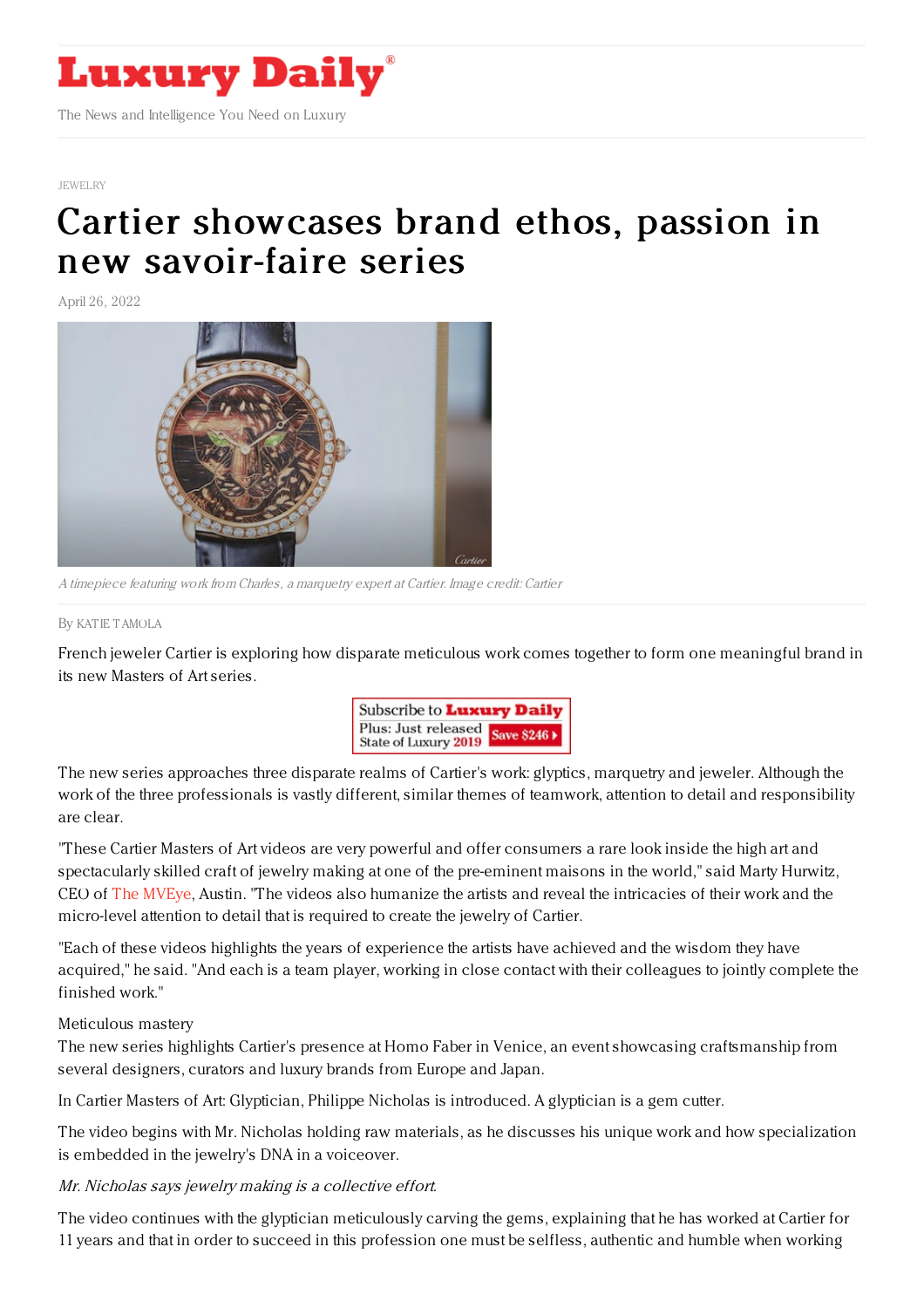JEWELRY

# Cartier showcases brand ethos, passion in new savoir-faire series

April 26, 2022

A timepiece featuring work from Charles, a marquetry expert at Cartier. Image credit: Cartier

By KATIE TAMOLA

French jeweler Cartier is exploring how disparate meticulous work comes together to form one meaningful brand in its new Masters of Art series.

The new series approaches three disparate realms of Cartier's work: glyptics, marquetry and jeweler. Although the work of the three professionals is vastly different, similar themes of teamwork, attention to detail and responsibility are clear.

"These Cartier Masters of Art videos are very powerful and offer consumers a rare look inside the high art and spectacularly skilled craft of jewelry making at one of the pre-eminent maisons in the world," said Marty Hurwitz, CEO of The MVEye, Austin. "The videos also humanize the artists and reveal the intricacies of their work and the micro-level attention to detail that is required to create the jewelry of Cartier.

"Each of these videos highlights the years of experience the artists have achieved and the wisdom they have acquired," he said. "And each is a team player, working in close contact with their colleagues to jointly complete the finished work."

Meticulous mastery

The new series highlights Cartier's presence at Homo Faber in Venice, an event showcasing craftsmanship from several designers, curators and luxury brands from Europe and Japan.

In Cartier Masters of Art: Glyptician, Philippe Nicholas is introduced. A glyptician is a gem cutter.

The video begins with Mr. Nicholas holding raw materials, as he discusses his unique work and how specialization is embedded in the jewelry's DNA in a voiceover.

*Mr. Nicholas says jewelry making is a collective effort.*

The video continues with the glyptician meticulously carving the gems, explaining that he has worked at Cartier for 11 years and that in order to succeed in this profession one must be selfless, authentic and humble when working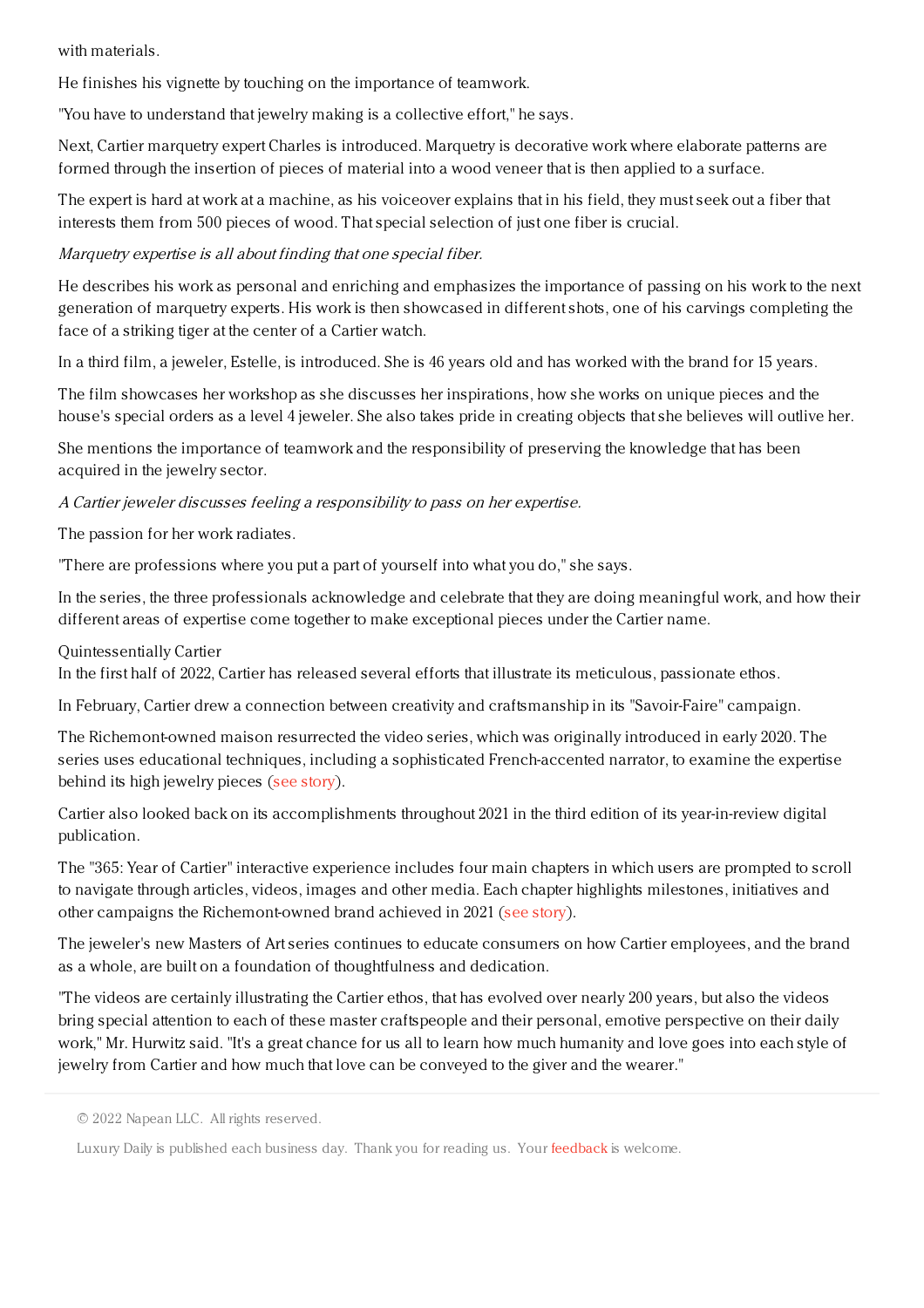with materials.

He finishes his vignette by touching on the importance of teamwork.

"You have to understand that jewelry making is a collective effort," he says.

Next, Cartier marquetry expert Charles is introduced. Marquetry is decorative work where elaborate patterns are formed through the insertion of pieces of material into a wood veneer that is then applied to a surface.

The expert is hard at work at a machine, as his voiceover explains that in his field, they must seek out a fiber that interests them from 500 pieces of wood. That special selection of just one fiber is crucial.

*Marquetry expertise is all about finding that one special fiber.*

He describes his work as personal and enriching and emphasizes the importance of passing on his work to the next generation of marquetry experts. His work is then showcased in different shots, one of his carvings completing the face of a striking tiger at the center of a Cartier watch.

In a third film, a jeweler, Estelle, is introduced. She is 46 years old and has worked with the brand for 15 years.

The film showcases her workshop as she discusses her inspirations, how she works on unique pieces and the house's special orders as a level 4 jeweler. She also takes pride in creating objects that she believes will outlive her.

She mentions the importance of teamwork and the responsibility of preserving the knowledge that has been acquired in the jewelry sector.

*A Cartier jeweler discusses feeling a responsibility to pass on her expertise.*

The passion for her work radiates.

"There are professions where you put a part of yourself into what you do," she says.

In the series, the three professionals acknowledge and celebrate that they are doing meaningful work, and how their different areas of expertise come together to make exceptional pieces under the Cartier name.

Quintessentially Cartier

In the first half of 2022, Cartier has released several efforts that illustrate its meticulous, passionate ethos.

In February, Cartier drew a connection between creativity and craftsmanship in its "Savoir-Faire" campaign.

The Richemont-owned maison resurrected the video series, which was originally introduced in early 2020. The series uses educational techniques, including a sophisticated French-accented narrator, to examine the expertise behind its high jewelry pieces (see story).

Cartier also looked back on its accomplishments throughout 2021 in the third edition of its year-in-review digital publication.

The "365: Year of Cartier" interactive experience includes four main chapters in which users are prompted to scroll to navigate through articles, videos, images and other media. Each chapter highlights milestones, initiatives and other campaigns the Richemont-owned brand achieved in 2021 (see story).

The jeweler's new Masters of Art series continues to educate consumers on how Cartier employees, and the brand as a whole, are built on a foundation of thoughtfulness and dedication.

"The videos are certainly illustrating the Cartier ethos, that has evolved over nearly 200 years, but also the videos bring special attention to each of these master craftspeople and their personal, emotive perspective on their daily work," Mr. Hurwitz said. "It's a great chance for us all to learn how much humanity and love goes into each style of jewelry from Cartier and how much that love can be conveyed to the giver and the wearer."

© 2022 Napean LLC. All rights reserved.

Luxury Daily is published each business day. Thank you for reading us. Your feedback is welcome.